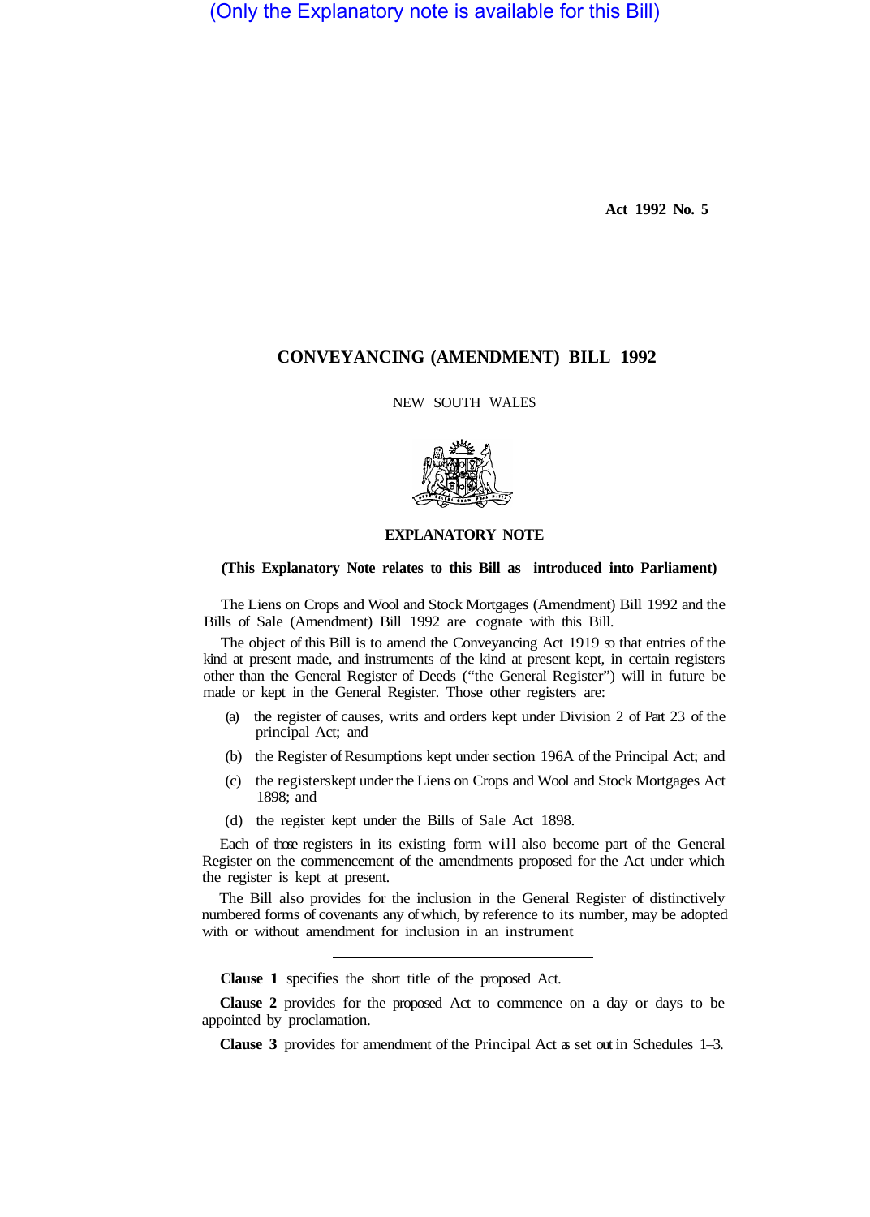(Only the Explanatory note is available for this Bill)

Act 1992 No. 5

# CONVEYANCING (AMENDMENT) BILL 1992

NEW SOUTH WALES

## EXPLANATORY NOTE

**(This Explanatory Note relates to this Bill as introduced into Parliament)**

The Liens on Crops and Wool and Stock Mortgages (Amendment) Bill 1992 and the Bills of Sale (Amendment) Bill 1992 are cognate with this Bill.

The object of this Bill is to amend the Conveyancing Act 1919 so that entries of the kind at present made, and instruments of the kind at present kept, in certain registers other than the General Register of Deeds ("the General Register") will in future be made or kept in the General Register. Those other registers are:

(a) the register of causes, writs and orders kept under Division 2 of Part 23 of the principal Act; and

(b) the Register of Resumptions kept under section 196A of the Principal Act; and

(c) the registers kept under the Liens on Crops and Wool and Stock Mortgages Act 1898; and

(d) the register kept under the Bills of Sale Act 1898.

Each of those registers in its existing form will also become part of the General Register on the commencement of the amendments proposed for the Act under which the register is kept at present.

The Bill also provides for the inclusion in the General Register of distinctively numbered forms of covenants any of which, by reference to its number, may be adopted with or without amendment for inclusion in an instrument

---

**Clause 1** specifies the short title of the proposed Act.

**Clause 2** provides for the proposed Act to commence on a day or days to be appointed by proclamation.

**Clause 3** provides for amendment of the Principal Act as set out in Schedules 1–3.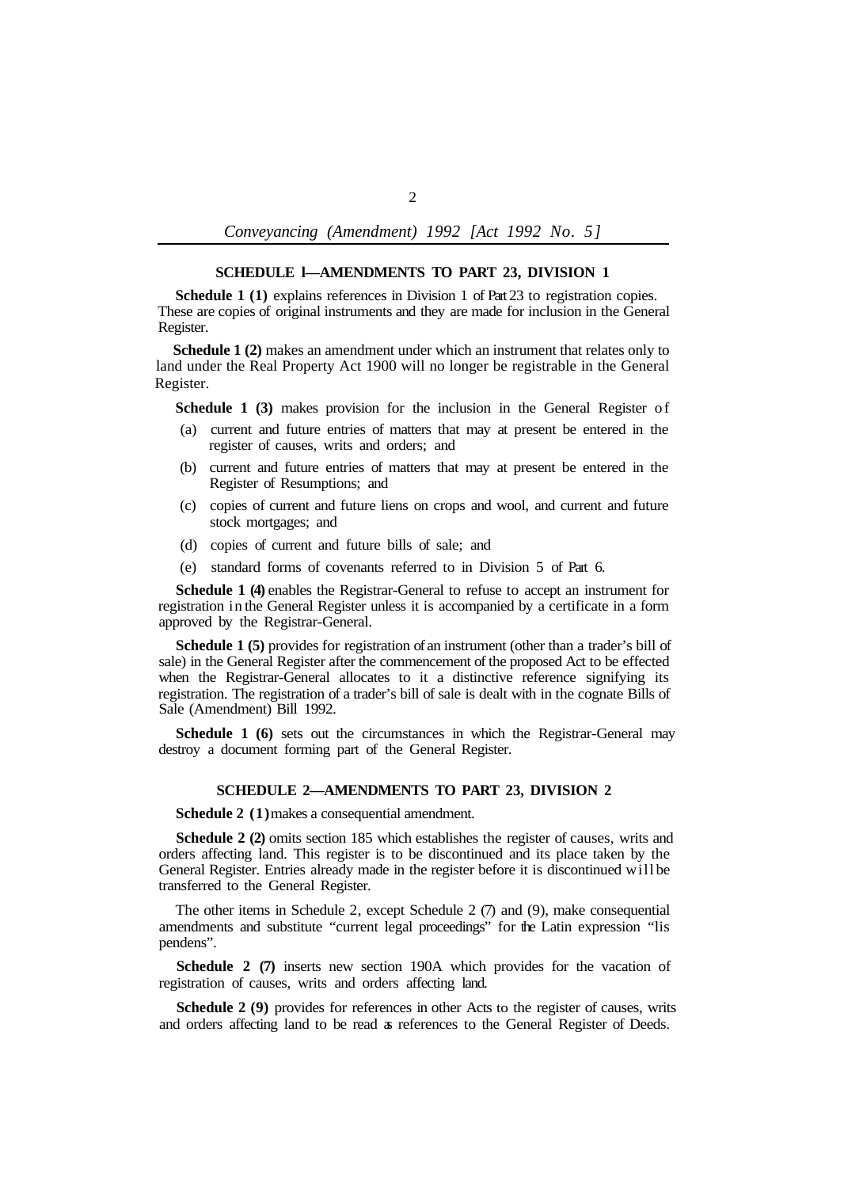## SCHEDULE 1—AMENDMENTS TO PART 23, DIVISION 1

**Schedule 1 (1)** explains references in Division 1 of Part 23 to registration copies. These are copies of original instruments and they are made for inclusion in the General Register.

**Schedule 1 (2)** makes an amendment under which an instrument that relates only to land under the Real Property Act 1900 will no longer be registrable in the General Register.

**Schedule 1 (3)** makes provision for the inclusion in the General Register of

(a) current and future entries of matters that may at present be entered in the register of causes, writs and orders; and

(b) current and future entries of matters that may at present be entered in the Register of Resumptions; and

(c) copies of current and future liens on crops and wool, and current and future stock mortgages; and

(d) copies of current and future bills of sale; and

(e) standard forms of covenants referred to in Division 5 of Part 6.

**Schedule 1 (4)** enables the Registrar-General to refuse to accept an instrument for registration in the General Register unless it is accompanied by a certificate in a form approved by the Registrar-General.

**Schedule 1 (5)** provides for registration of an instrument (other than a trader's bill of sale) in the General Register after the commencement of the proposed Act to be effected when the Registrar-General allocates to it a distinctive reference signifying its registration. The registration of a trader's bill of sale is dealt with in the cognate Bills of Sale (Amendment) Bill 1992.

**Schedule 1 (6)** sets out the circumstances in which the Registrar-General may destroy a document forming part of the General Register.

## SCHEDULE 2—AMENDMENTS TO PART 23, DIVISION 2

**Schedule 2 (1)** makes a consequential amendment.

**Schedule 2 (2)** omits section 185 which establishes the register of causes, writs and orders affecting land. This register is to be discontinued and its place taken by the General Register. Entries already made in the register before it is discontinued will be transferred to the General Register.

The other items in Schedule 2, except Schedule 2 (7) and (9), make consequential amendments and substitute "current legal proceedings" for the Latin expression "lis pendens".

**Schedule 2 (7)** inserts new section 190A which provides for the vacation of registration of causes, writs and orders affecting land.

**Schedule 2 (9)** provides for references in other Acts to the register of causes, writs and orders affecting land to be read as references to the General Register of Deeds.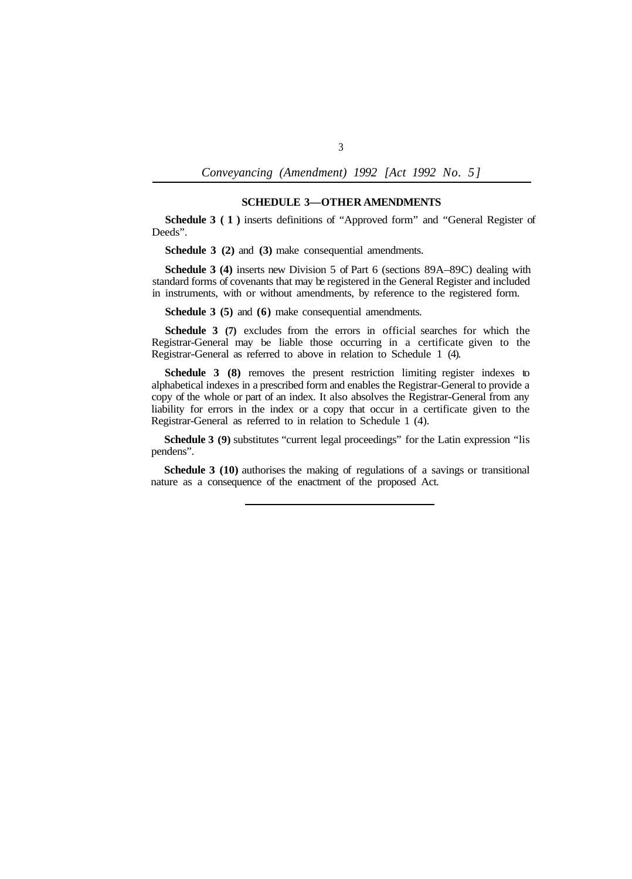## SCHEDULE 3—OTHER AMENDMENTS

**Schedule 3 (1)** inserts definitions of "Approved form" and "General Register of Deeds".

**Schedule 3 (2)** and **(3)** make consequential amendments.

**Schedule 3 (4)** inserts new Division 5 of Part 6 (sections 89A–89C) dealing with standard forms of covenants that may be registered in the General Register and included in instruments, with or without amendments, by reference to the registered form.

**Schedule 3 (5)** and **(6)** make consequential amendments.

**Schedule 3 (7)** excludes from the errors in official searches for which the Registrar-General may be liable those occurring in a certificate given to the Registrar-General as referred to above in relation to Schedule 1 (4).

**Schedule 3 (8)** removes the present restriction limiting register indexes to alphabetical indexes in a prescribed form and enables the Registrar-General to provide a copy of the whole or part of an index. It also absolves the Registrar-General from any liability for errors in the index or a copy that occur in a certificate given to the Registrar-General as referred to in relation to Schedule 1 (4).

**Schedule 3 (9)** substitutes "current legal proceedings" for the Latin expression "lis pendens".

**Schedule 3 (10)** authorises the making of regulations of a savings or transitional nature as a consequence of the enactment of the proposed Act.